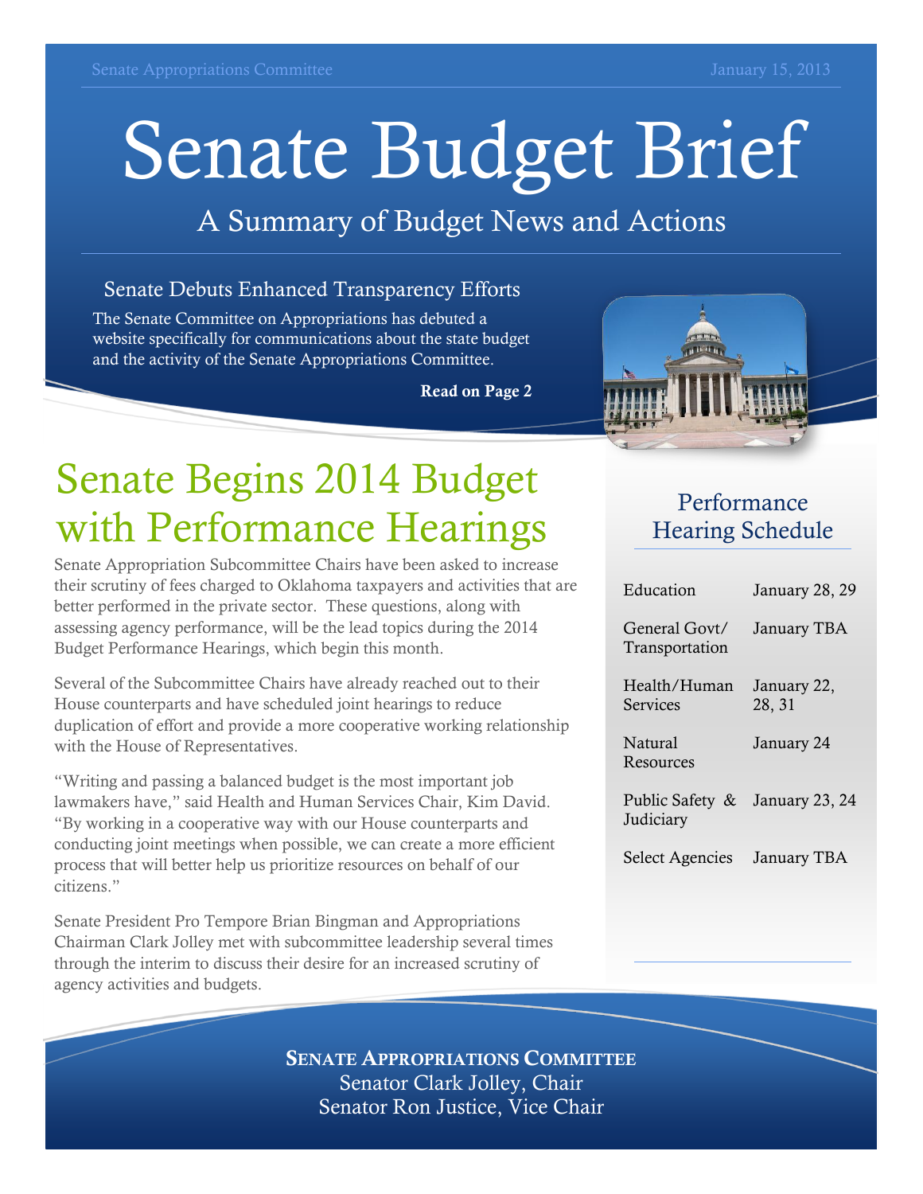Senate Appropriations Committee

January 15, 2013

# Senate Budget Brief

## A Summary of Budget News and Actions

### Senate Debuts Enhanced Transparency Efforts

The Senate Committee on Appropriations has debuted a website specifically for communications about the state budget and the activity of the Senate Appropriations Committee.

**Read on Page 2**

## Senate Begins 2014 Budget with Performance Hearings

Senate Appropriation Subcommittee Chairs have been asked to increase their scrutiny of fees charged to Oklahoma taxpayers and activities that are better performed in the private sector. These questions, along with assessing agency performance, will be the lead topics during the 2014 Budget Performance Hearings, which begin this month.

Several of the Subcommittee Chairs have already reached out to their House counterparts and have scheduled joint hearings to reduce duplication of effort and provide a more cooperative working relationship with the House of Representatives.

"Writing and passing a balanced budget is the most important job lawmakers have," said Health and Human Services Chair, Kim David. "By working in a cooperative way with our House counterparts and conducting joint meetings when possible, we can create a more efficient process that will better help us prioritize resources on behalf of our citizens."

Senate President Pro Tempore Brian Bingman and Appropriations Chairman Clark Jolley met with subcommittee leadership several times through the interim to discuss their desire for an increased scrutiny of agency activities and budgets.

### Performance Hearing Schedule

| | |
|---|---|
| Education | January 28, 29 |
| General Govt/ Transportation | January TBA |
| Health/Human Services | January 22, 28, 31 |
| Natural Resources | January 24 |
| Public Safety & Judiciary | January 23, 24 |
| Select Agencies | January TBA |

**SENATE APPROPRIATIONS COMMITTEE**
Senator Clark Jolley, Chair
Senator Ron Justice, Vice Chair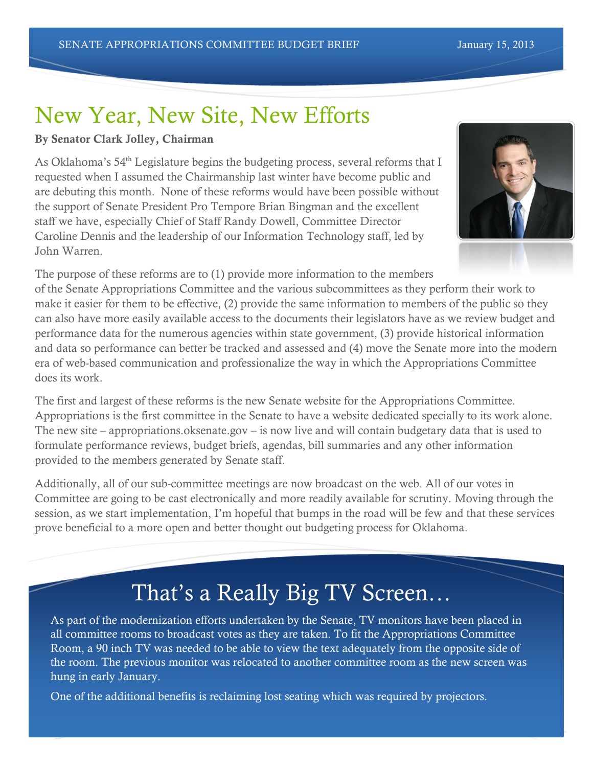# New Year, New Site, New Efforts

**By Senator Clark Jolley, Chairman**

As Oklahoma's 54th Legislature begins the budgeting process, several reforms that I requested when I assumed the Chairmanship last winter have become public and are debuting this month. None of these reforms would have been possible without the support of Senate President Pro Tempore Brian Bingman and the excellent staff we have, especially Chief of Staff Randy Dowell, Committee Director Caroline Dennis and the leadership of our Information Technology staff, led by John Warren.

The purpose of these reforms are to (1) provide more information to the members of the Senate Appropriations Committee and the various subcommittees as they perform their work to make it easier for them to be effective, (2) provide the same information to members of the public so they can also have more easily available access to the documents their legislators have as we review budget and performance data for the numerous agencies within state government, (3) provide historical information and data so performance can better be tracked and assessed and (4) move the Senate more into the modern era of web-based communication and professionalize the way in which the Appropriations Committee does its work.

The first and largest of these reforms is the new Senate website for the Appropriations Committee. Appropriations is the first committee in the Senate to have a website dedicated specially to its work alone. The new site – appropriations.oksenate.gov – is now live and will contain budgetary data that is used to formulate performance reviews, budget briefs, agendas, bill summaries and any other information provided to the members generated by Senate staff.

Additionally, all of our sub-committee meetings are now broadcast on the web. All of our votes in Committee are going to be cast electronically and more readily available for scrutiny. Moving through the session, as we start implementation, I'm hopeful that bumps in the road will be few and that these services prove beneficial to a more open and better thought out budgeting process for Oklahoma.

# That's a Really Big TV Screen…

As part of the modernization efforts undertaken by the Senate, TV monitors have been placed in all committee rooms to broadcast votes as they are taken. To fit the Appropriations Committee Room, a 90 inch TV was needed to be able to view the text adequately from the opposite side of the room. The previous monitor was relocated to another committee room as the new screen was hung in early January.

One of the additional benefits is reclaiming lost seating which was required by projectors.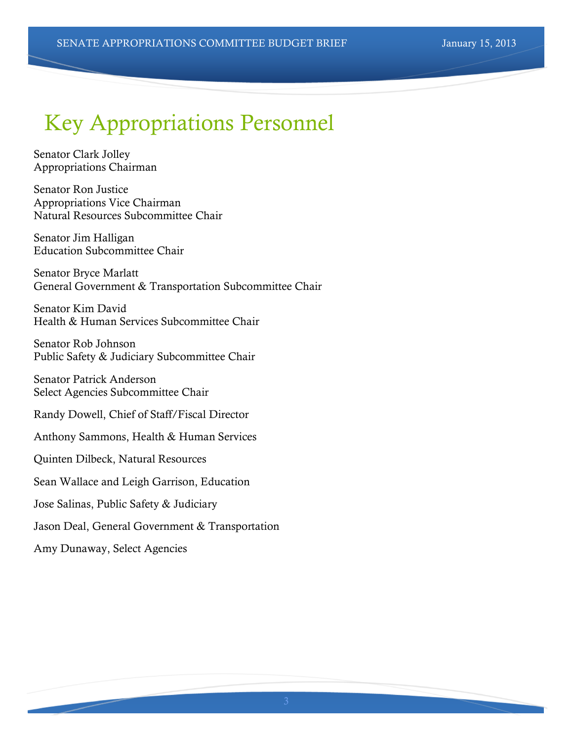# Key Appropriations Personnel

Senator Clark Jolley
Appropriations Chairman

Senator Ron Justice
Appropriations Vice Chairman
Natural Resources Subcommittee Chair

Senator Jim Halligan
Education Subcommittee Chair

Senator Bryce Marlatt
General Government & Transportation Subcommittee Chair

Senator Kim David
Health & Human Services Subcommittee Chair

Senator Rob Johnson
Public Safety & Judiciary Subcommittee Chair

Senator Patrick Anderson
Select Agencies Subcommittee Chair

Randy Dowell, Chief of Staff/Fiscal Director

Anthony Sammons, Health & Human Services

Quinten Dilbeck, Natural Resources

Sean Wallace and Leigh Garrison, Education

Jose Salinas, Public Safety & Judiciary

Jason Deal, General Government & Transportation

Amy Dunaway, Select Agencies